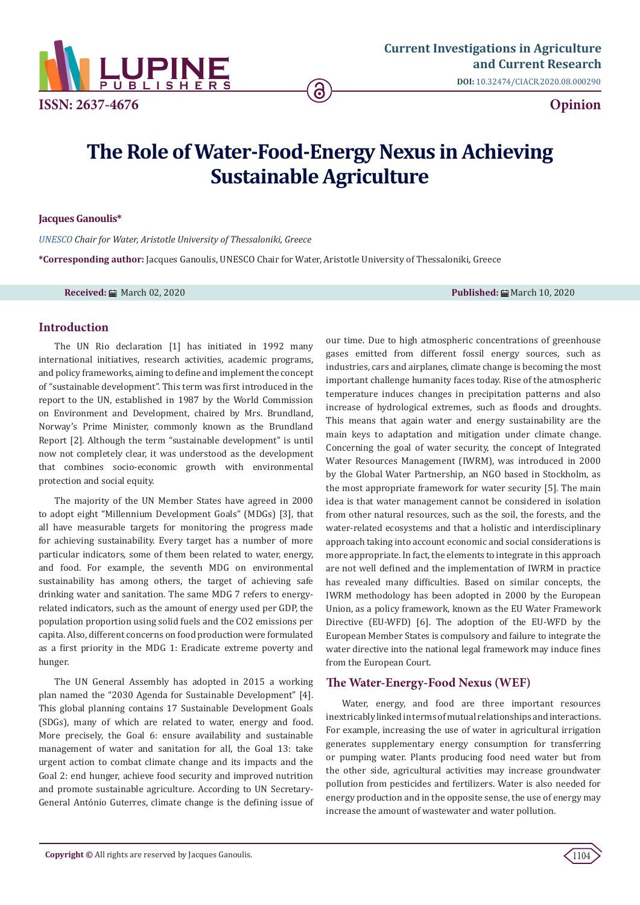# The Role of Water-Food-Energy Nexus in Achieving Sustainable Agriculture

**Jacques Ganoulis***

*UNESCO Chair for Water, Aristotle University of Thessaloniki, Greece*

**\*Corresponding author:** Jacques Ganoulis, UNESCO Chair for Water, Aristotle University of Thessaloniki, Greece

**Received:** March 02, 2020 **Published:** March 10, 2020

## Introduction

The UN Rio declaration [1] has initiated in 1992 many international initiatives, research activities, academic programs, and policy frameworks, aiming to define and implement the concept of "sustainable development". This term was first introduced in the report to the UN, established in 1987 by the World Commission on Environment and Development, chaired by Mrs. Brundland, Norway's Prime Minister, commonly known as the Brundland Report [2]. Although the term "sustainable development" is until now not completely clear, it was understood as the development that combines socio-economic growth with environmental protection and social equity.

The majority of the UN Member States have agreed in 2000 to adopt eight "Millennium Development Goals" (MDGs) [3], that all have measurable targets for monitoring the progress made for achieving sustainability. Every target has a number of more particular indicators, some of them been related to water, energy, and food. For example, the seventh MDG on environmental sustainability has among others, the target of achieving safe drinking water and sanitation. The same MDG 7 refers to energy-related indicators, such as the amount of energy used per GDP, the population proportion using solid fuels and the CO2 emissions per capita. Also, different concerns on food production were formulated as a first priority in the MDG 1: Eradicate extreme poverty and hunger.

The UN General Assembly has adopted in 2015 a working plan named the "2030 Agenda for Sustainable Development" [4]. This global planning contains 17 Sustainable Development Goals (SDGs), many of which are related to water, energy and food. More precisely, the Goal 6: ensure availability and sustainable management of water and sanitation for all, the Goal 13: take urgent action to combat climate change and its impacts and the Goal 2: end hunger, achieve food security and improved nutrition and promote sustainable agriculture. According to UN Secretary-General António Guterres, climate change is the defining issue of our time. Due to high atmospheric concentrations of greenhouse gases emitted from different fossil energy sources, such as industries, cars and airplanes, climate change is becoming the most important challenge humanity faces today. Rise of the atmospheric temperature induces changes in precipitation patterns and also increase of hydrological extremes, such as floods and droughts. This means that again water and energy sustainability are the main keys to adaptation and mitigation under climate change. Concerning the goal of water security, the concept of Integrated Water Resources Management (IWRM), was introduced in 2000 by the Global Water Partnership, an NGO based in Stockholm, as the most appropriate framework for water security [5]. The main idea is that water management cannot be considered in isolation from other natural resources, such as the soil, the forests, and the water-related ecosystems and that a holistic and interdisciplinary approach taking into account economic and social considerations is more appropriate. In fact, the elements to integrate in this approach are not well defined and the implementation of IWRM in practice has revealed many difficulties. Based on similar concepts, the IWRM methodology has been adopted in 2000 by the European Union, as a policy framework, known as the EU Water Framework Directive (EU-WFD) [6]. The adoption of the EU-WFD by the European Member States is compulsory and failure to integrate the water directive into the national legal framework may induce fines from the European Court.

## The Water-Energy-Food Nexus (WEF)

Water, energy, and food are three important resources inextricably linked in terms of mutual relationships and interactions. For example, increasing the use of water in agricultural irrigation generates supplementary energy consumption for transferring or pumping water. Plants producing food need water but from the other side, agricultural activities may increase groundwater pollution from pesticides and fertilizers. Water is also needed for energy production and in the opposite sense, the use of energy may increase the amount of wastewater and water pollution.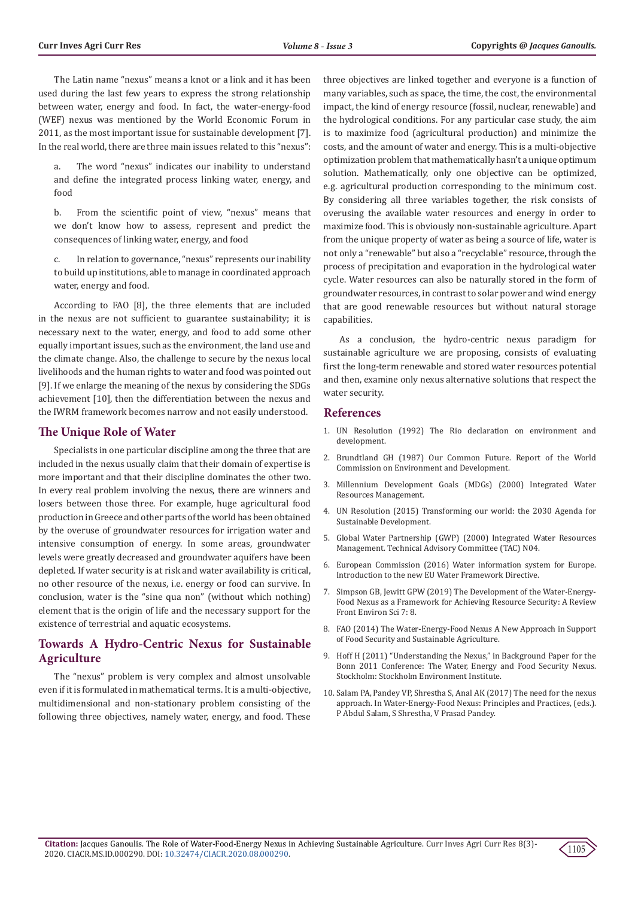The Latin name "nexus" means a knot or a link and it has been used during the last few years to express the strong relationship between water, energy and food. In fact, the water-energy-food (WEF) nexus was mentioned by the World Economic Forum in 2011, as the most important issue for sustainable development [7]. In the real world, there are three main issues related to this "nexus":

a. The word "nexus" indicates our inability to understand and define the integrated process linking water, energy, and food

b. From the scientific point of view, "nexus" means that we don't know how to assess, represent and predict the consequences of linking water, energy, and food

c. In relation to governance, "nexus" represents our inability to build up institutions, able to manage in coordinated approach water, energy and food.

According to FAO [8], the three elements that are included in the nexus are not sufficient to guarantee sustainability; it is necessary next to the water, energy, and food to add some other equally important issues, such as the environment, the land use and the climate change. Also, the challenge to secure by the nexus local livelihoods and the human rights to water and food was pointed out [9]. If we enlarge the meaning of the nexus by considering the SDGs achievement [10], then the differentiation between the nexus and the IWRM framework becomes narrow and not easily understood.

## The Unique Role of Water

Specialists in one particular discipline among the three that are included in the nexus usually claim that their domain of expertise is more important and that their discipline dominates the other two. In every real problem involving the nexus, there are winners and losers between those three. For example, huge agricultural food production in Greece and other parts of the world has been obtained by the overuse of groundwater resources for irrigation water and intensive consumption of energy. In some areas, groundwater levels were greatly decreased and groundwater aquifers have been depleted. If water security is at risk and water availability is critical, no other resource of the nexus, i.e. energy or food can survive. In conclusion, water is the "sine qua non" (without which nothing) element that is the origin of life and the necessary support for the existence of terrestrial and aquatic ecosystems.

## Towards A Hydro-Centric Nexus for Sustainable Agriculture

The "nexus" problem is very complex and almost unsolvable even if it is formulated in mathematical terms. It is a multi-objective, multidimensional and non-stationary problem consisting of the following three objectives, namely water, energy, and food. These three objectives are linked together and everyone is a function of many variables, such as space, the time, the cost, the environmental impact, the kind of energy resource (fossil, nuclear, renewable) and the hydrological conditions. For any particular case study, the aim is to maximize food (agricultural production) and minimize the costs, and the amount of water and energy. This is a multi-objective optimization problem that mathematically hasn't a unique optimum solution. Mathematically, only one objective can be optimized, e.g. agricultural production corresponding to the minimum cost. By considering all three variables together, the risk consists of overusing the available water resources and energy in order to maximize food. This is obviously non-sustainable agriculture. Apart from the unique property of water as being a source of life, water is not only a "renewable" but also a "recyclable" resource, through the process of precipitation and evaporation in the hydrological water cycle. Water resources can also be naturally stored in the form of groundwater resources, in contrast to solar power and wind energy that are good renewable resources but without natural storage capabilities.

As a conclusion, the hydro-centric nexus paradigm for sustainable agriculture we are proposing, consists of evaluating first the long-term renewable and stored water resources potential and then, examine only nexus alternative solutions that respect the water security.

## References

1. UN Resolution (1992) The Rio declaration on environment and development.
2. Brundtland GH (1987) Our Common Future. Report of the World Commission on Environment and Development.
3. Millennium Development Goals (MDGs) (2000) Integrated Water Resources Management.
4. UN Resolution (2015) Transforming our world: the 2030 Agenda for Sustainable Development.
5. Global Water Partnership (GWP) (2000) Integrated Water Resources Management. Technical Advisory Committee (TAC) N04.
6. European Commission (2016) Water information system for Europe. Introduction to the new EU Water Framework Directive.
7. Simpson GB, Jewitt GPW (2019) The Development of the Water-Energy-Food Nexus as a Framework for Achieving Resource Security: A Review Front Environ Sci 7: 8.
8. FAO (2014) The Water-Energy-Food Nexus A New Approach in Support of Food Security and Sustainable Agriculture.
9. Hoff H (2011) "Understanding the Nexus," in Background Paper for the Bonn 2011 Conference: The Water, Energy and Food Security Nexus. Stockholm: Stockholm Environment Institute.
10. Salam PA, Pandey VP, Shrestha S, Anal AK (2017) The need for the nexus approach. In Water-Energy-Food Nexus: Principles and Practices, (eds.). P Abdul Salam, S Shrestha, V Prasad Pandey.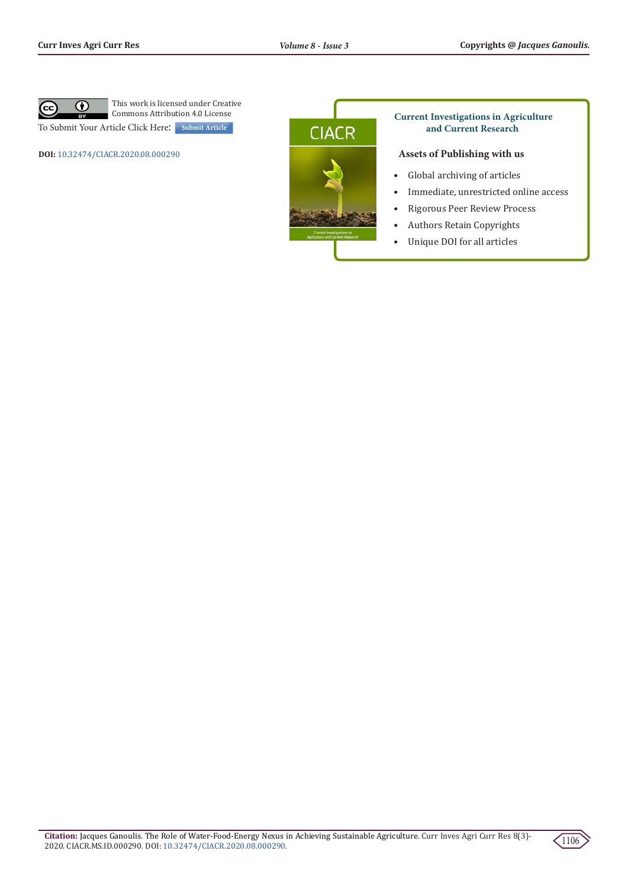This work is licensed under Creative Commons Attribution 4.0 License

To Submit Your Article Click Here: Submit Article

**DOI:** 10.32474/CIACR.2020.08.000290

**Current Investigations in Agriculture and Current Research**

**Assets of Publishing with us**

- Global archiving of articles
- Immediate, unrestricted online access
- Rigorous Peer Review Process
- Authors Retain Copyrights
- Unique DOI for all articles

**Citation:** Jacques Ganoulis. The Role of Water-Food-Energy Nexus in Achieving Sustainable Agriculture. Curr Inves Agri Curr Res 8(3)- 2020. CIACR.MS.ID.000290. DOI: 10.32474/CIACR.2020.08.000290.